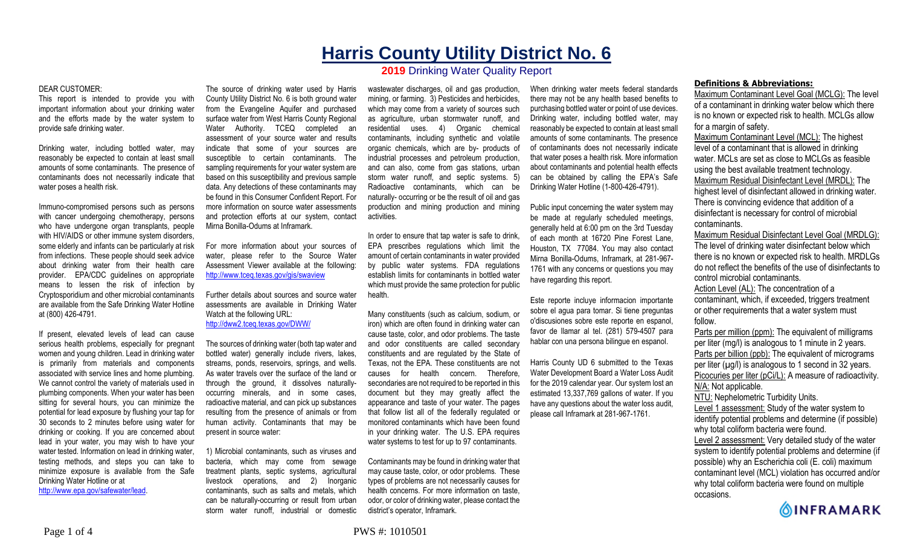# Harris County Utility District No. 6

## 2019 Drinking Water Quality Report

DEAR CUSTOMER:

This report is intended to provide you with important information about your drinking water and the efforts made by the water system to provide safe drinking water.

Drinking water, including bottled water, may reasonably be expected to contain at least small amounts of some contaminants. The presence of contaminants does not necessarily indicate that water poses a health risk.

Immuno-compromised persons such as persons with cancer undergoing chemotherapy, persons who have undergone organ transplants, people with HIV/AIDS or other immune system disorders, some elderly and infants can be particularly at risk from infections. These people should seek advice about drinking water from their health care provider. EPA/CDC guidelines on appropriate means to lessen the risk of infection by Cryptosporidium and other microbial contaminants are available from the Safe Drinking Water Hotline at (800) 426-4791.

If present, elevated levels of lead can cause serious health problems, especially for pregnant women and young children. Lead in drinking water is primarily from materials and components associated with service lines and home plumbing. We cannot control the variety of materials used in plumbing components. When your water has been sitting for several hours, you can minimize the potential for lead exposure by flushing your tap for 30 seconds to 2 minutes before using water for drinking or cooking. If you are concerned about lead in your water, you may wish to have your water tested. Information on lead in drinking water, testing methods, and steps you can take to minimize exposure is available from the Safe Drinking Water Hotline or at http://www.epa.gov/safewater/lead.

The source of drinking water used by Harris County Utility District No. 6 is both ground water from the Evangeline Aquifer and purchased surface water from West Harris County Regional Water Authority. TCEQ completed an assessment of your source water and results indicate that some of your sources are susceptible to certain contaminants. The sampling requirements for your water system are based on this susceptibility and previous sample data. Any detections of these contaminants may be found in this Consumer Confident Report. For more information on source water assessments and protection efforts at our system, contact Mirna Bonilla-Odums at Inframark.

For more information about your sources of water, please refer to the Source Water Assessment Viewer available at the following: http://www.tceq.texas.gov/gis/swaview

Further details about sources and source water assessments are available in Drinking Water Watch at the following URL: http://dww2.tceq.texas.gov/DWW/

The sources of drinking water (both tap water and bottled water) generally include rivers, lakes, streams, ponds, reservoirs, springs, and wells. As water travels over the surface of the land or through the ground, it dissolves naturally-occurring minerals, and in some cases, radioactive material, and can pick up substances resulting from the presence of animals or from human activity. Contaminants that may be present in source water:

1) Microbial contaminants, such as viruses and bacteria, which may come from sewage treatment plants, septic systems, agricultural livestock operations, and 2) Inorganic contaminants, such as salts and metals, which can be naturally-occurring or result from urban storm water runoff, industrial or domestic wastewater discharges, oil and gas production, mining, or farming. 3) Pesticides and herbicides, which may come from a variety of sources such as agriculture, urban stormwater runoff, and residential uses. 4) Organic chemical contaminants, including synthetic and volatile organic chemicals, which are by- products of industrial processes and petroleum production, and can also, come from gas stations, urban storm water runoff, and septic systems. 5) Radioactive contaminants, which can be naturally- occurring or be the result of oil and gas production and mining production and mining activities.

In order to ensure that tap water is safe to drink, EPA prescribes regulations which limit the amount of certain contaminants in water provided by public water systems. FDA regulations establish limits for contaminants in bottled water which must provide the same protection for public health.

Many constituents (such as calcium, sodium, or iron) which are often found in drinking water can cause taste, color, and odor problems. The taste and odor constituents are called secondary constituents and are regulated by the State of Texas, not the EPA. These constituents are not causes for health concern. Therefore, secondaries are not required to be reported in this document but they may greatly affect the appearance and taste of your water. The pages that follow list all of the federally regulated or monitored contaminants which have been found in your drinking water. The U.S. EPA requires water systems to test for up to 97 contaminants.

Contaminants may be found in drinking water that may cause taste, color, or odor problems. These types of problems are not necessarily causes for health concerns. For more information on taste, odor, or color of drinking water, please contact the district's operator, Inframark.

When drinking water meets federal standards there may not be any health based benefits to purchasing bottled water or point of use devices. Drinking water, including bottled water, may reasonably be expected to contain at least small amounts of some contaminants. The presence of contaminants does not necessarily indicate that water poses a health risk. More information about contaminants and potential health effects can be obtained by calling the EPA's Safe Drinking Water Hotline (1-800-426-4791).

Public input concerning the water system may be made at regularly scheduled meetings, generally held at 6:00 pm on the 3rd Tuesday of each month at 16720 Pine Forest Lane, Houston, TX 77084. You may also contact Mirna Bonilla-Odums, Inframark, at 281-967-1761 with any concerns or questions you may have regarding this report.

Este reporte incluye informacion importante sobre el agua para tomar. Si tiene preguntas o'discusiones sobre este reporte en espanol, favor de llamar al tel. (281) 579-4507 para hablar con una persona bilingue en espanol.

Harris County UD 6 submitted to the Texas Water Development Board a Water Loss Audit for the 2019 calendar year. Our system lost an estimated 13,337,769 gallons of water. If you have any questions about the water loss audit, please call Inframark at 281-967-1761.

### Definitions & Abbreviations:

Maximum Contaminant Level Goal (MCLG): The level of a contaminant in drinking water below which there is no known or expected risk to health. MCLGs allow for a margin of safety.

Maximum Contaminant Level (MCL): The highest level of a contaminant that is allowed in drinking water. MCLs are set as close to MCLGs as feasible using the best available treatment technology.

Maximum Residual Disinfectant Level (MRDL): The highest level of disinfectant allowed in drinking water. There is convincing evidence that addition of a disinfectant is necessary for control of microbial contaminants.

Maximum Residual Disinfectant Level Goal (MRDLG): The level of drinking water disinfectant below which there is no known or expected risk to health. MRDLGs do not reflect the benefits of the use of disinfectants to control microbial contaminants.

Action Level (AL): The concentration of a contaminant, which, if exceeded, triggers treatment or other requirements that a water system must follow.

Parts per million (ppm): The equivalent of milligrams per liter (mg/l) is analogous to 1 minute in 2 years.

Parts per billion (ppb): The equivalent of micrograms per liter (µg/l) is analogous to 1 second in 32 years.

Picocuries per liter (pCi/L): A measure of radioactivity.

N/A: Not applicable.

NTU: Nephelometric Turbidity Units.

Level 1 assessment: Study of the water system to identify potential problems and determine (if possible) why total coliform bacteria were found.

Level 2 assessment: Very detailed study of the water system to identify potential problems and determine (if possible) why an Escherichia coli (E. coli) maximum contaminant level (MCL) violation has occurred and/or why total coliform bacteria were found on multiple occasions.

INFRAMARK

PWS #: 1010501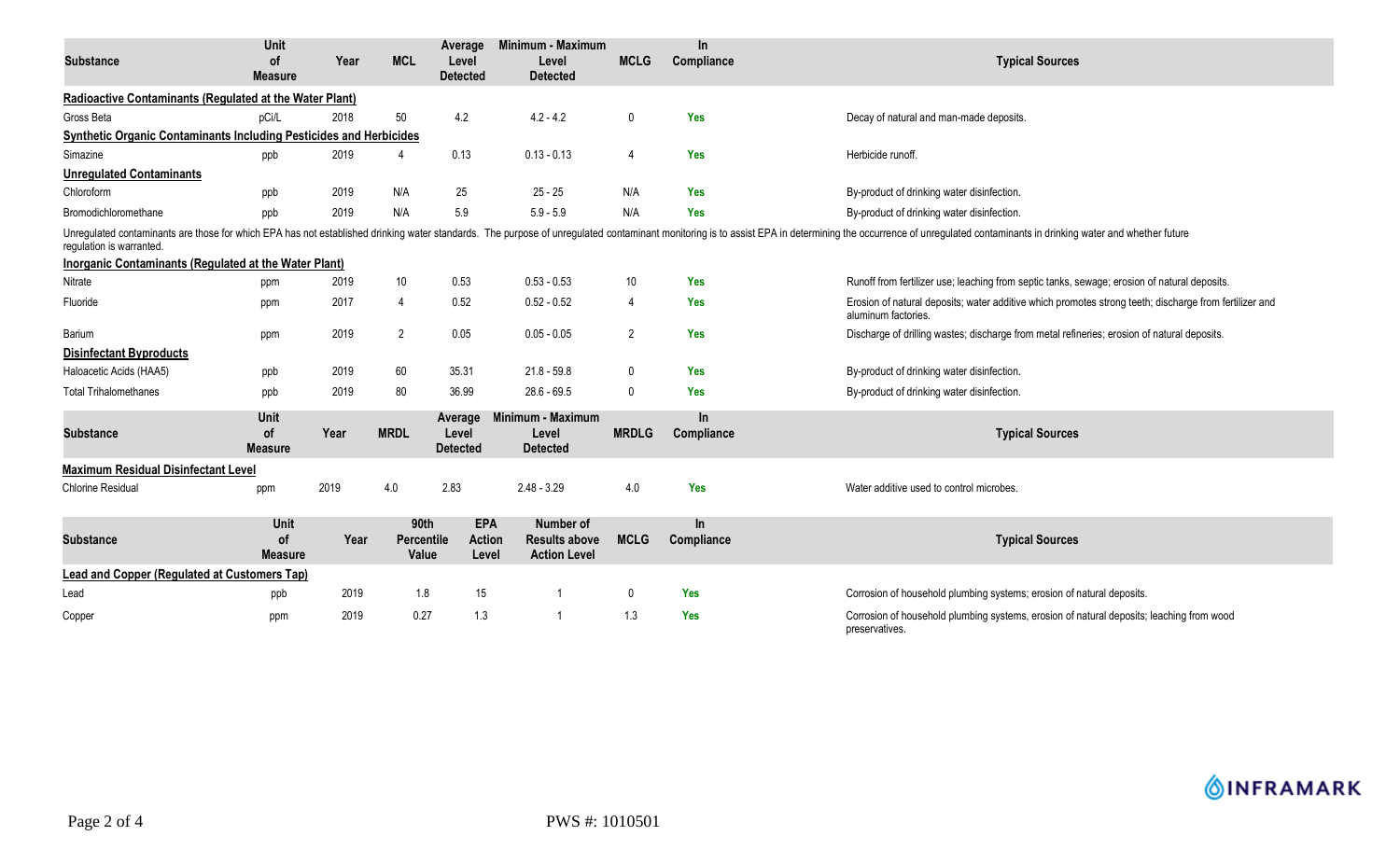| Substance | Unit of Measure | Year | MCL | Average Level Detected | Minimum - Maximum Level Detected | MCLG | In Compliance | Typical Sources |
|---|---|---|---|---|---|---|---|---|
| **Radioactive Contaminants (Regulated at the Water Plant)** | | | | | | | | |
| Gross Beta | pCi/L | 2018 | 50 | 4.2 | 4.2 - 4.2 | 0 | Yes | Decay of natural and man-made deposits. |
| **Synthetic Organic Contaminants Including Pesticides and Herbicides** | | | | | | | | |
| Simazine | ppb | 2019 | 4 | 0.13 | 0.13 - 0.13 | 4 | Yes | Herbicide runoff. |
| **Unregulated Contaminants** | | | | | | | | |
| Chloroform | ppb | 2019 | N/A | 25 | 25 - 25 | N/A | Yes | By-product of drinking water disinfection. |
| Bromodichloromethane | ppb | 2019 | N/A | 5.9 | 5.9 - 5.9 | N/A | Yes | By-product of drinking water disinfection. |

Unregulated contaminants are those for which EPA has not established drinking water standards. The purpose of unregulated contaminant monitoring is to assist EPA in determining the occurrence of unregulated contaminants in drinking water and whether future regulation is warranted.

| Substance | Unit of Measure | Year | MCL | Average Level Detected | Minimum - Maximum Level Detected | MCLG | In Compliance | Typical Sources |
|---|---|---|---|---|---|---|---|---|
| **Inorganic Contaminants (Regulated at the Water Plant)** | | | | | | | | |
| Nitrate | ppm | 2019 | 10 | 0.53 | 0.53 - 0.53 | 10 | Yes | Runoff from fertilizer use; leaching from septic tanks, sewage; erosion of natural deposits. |
| Fluoride | ppm | 2017 | 4 | 0.52 | 0.52 - 0.52 | 4 | Yes | Erosion of natural deposits; water additive which promotes strong teeth; discharge from fertilizer and aluminum factories. |
| Barium | ppm | 2019 | 2 | 0.05 | 0.05 - 0.05 | 2 | Yes | Discharge of drilling wastes; discharge from metal refineries; erosion of natural deposits. |
| **Disinfectant Byproducts** | | | | | | | | |
| Haloacetic Acids (HAA5) | ppb | 2019 | 60 | 35.31 | 21.8 - 59.8 | 0 | Yes | By-product of drinking water disinfection. |
| Total Trihalomethanes | ppb | 2019 | 80 | 36.99 | 28.6 - 69.5 | 0 | Yes | By-product of drinking water disinfection. |

| Substance | Unit of Measure | Year | MRDL | Average Level Detected | Minimum - Maximum Level Detected | MRDLG | In Compliance | Typical Sources |
|---|---|---|---|---|---|---|---|---|
| **Maximum Residual Disinfectant Level** | | | | | | | | |
| Chlorine Residual | ppm | 2019 | 4.0 | 2.83 | 2.48 - 3.29 | 4.0 | Yes | Water additive used to control microbes. |

| Substance | Unit of Measure | Year | 90th Percentile Value | EPA Action Level | Number of Results above Action Level | MCLG | In Compliance | Typical Sources |
|---|---|---|---|---|---|---|---|---|
| **Lead and Copper (Regulated at Customers Tap)** | | | | | | | | |
| Lead | ppb | 2019 | 1.8 | 15 | 1 | 0 | Yes | Corrosion of household plumbing systems; erosion of natural deposits. |
| Copper | ppm | 2019 | 0.27 | 1.3 | 1 | 1.3 | Yes | Corrosion of household plumbing systems, erosion of natural deposits; leaching from wood preservatives. |

PWS #: 1010501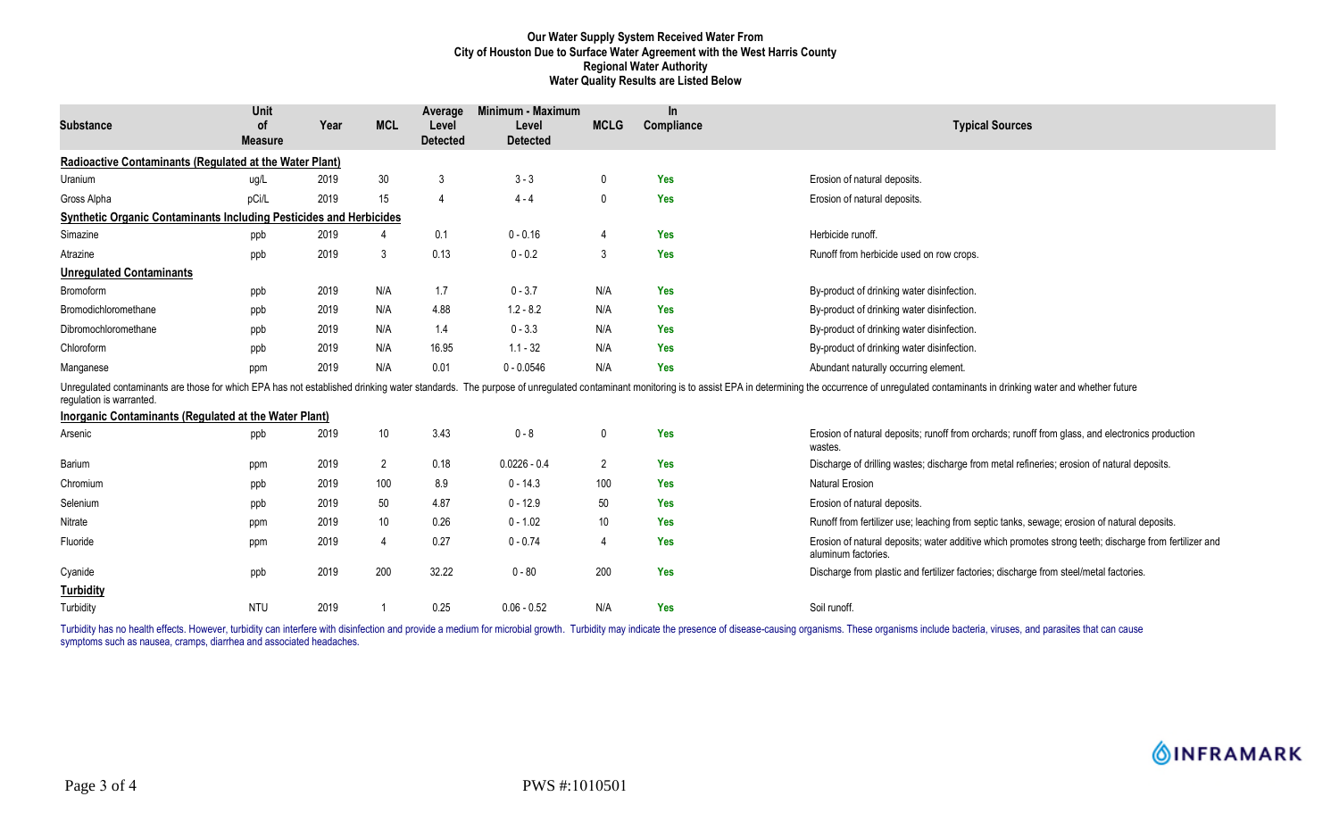# Our Water Supply System Received Water From City of Houston Due to Surface Water Agreement with the West Harris County Regional Water Authority Water Quality Results are Listed Below

| Substance | Unit of Measure | Year | MCL | Average Level Detected | Minimum - Maximum Level Detected | MCLG | In Compliance | Typical Sources |
|---|---|---|---|---|---|---|---|---|
| **Radioactive Contaminants (Regulated at the Water Plant)** | | | | | | | | |
| Uranium | ug/L | 2019 | 30 | 3 | 3 - 3 | 0 | Yes | Erosion of natural deposits. |
| Gross Alpha | pCi/L | 2019 | 15 | 4 | 4 - 4 | 0 | Yes | Erosion of natural deposits. |
| **Synthetic Organic Contaminants Including Pesticides and Herbicides** | | | | | | | | |
| Simazine | ppb | 2019 | 4 | 0.1 | 0 - 0.16 | 4 | Yes | Herbicide runoff. |
| Atrazine | ppb | 2019 | 3 | 0.13 | 0 - 0.2 | 3 | Yes | Runoff from herbicide used on row crops. |
| **Unregulated Contaminants** | | | | | | | | |
| Bromoform | ppb | 2019 | N/A | 1.7 | 0 - 3.7 | N/A | Yes | By-product of drinking water disinfection. |
| Bromodichloromethane | ppb | 2019 | N/A | 4.88 | 1.2 - 8.2 | N/A | Yes | By-product of drinking water disinfection. |
| Dibromochloromethane | ppb | 2019 | N/A | 1.4 | 0 - 3.3 | N/A | Yes | By-product of drinking water disinfection. |
| Chloroform | ppb | 2019 | N/A | 16.95 | 1.1 - 32 | N/A | Yes | By-product of drinking water disinfection. |
| Manganese | ppm | 2019 | N/A | 0.01 | 0 - 0.0546 | N/A | Yes | Abundant naturally occurring element. |

Unregulated contaminants are those for which EPA has not established drinking water standards. The purpose of unregulated contaminant monitoring is to assist EPA in determining the occurrence of unregulated contaminants in drinking water and whether future regulation is warranted.

| Substance | Unit of Measure | Year | MCL | Average Level Detected | Minimum - Maximum Level Detected | MCLG | In Compliance | Typical Sources |
|---|---|---|---|---|---|---|---|---|
| **Inorganic Contaminants (Regulated at the Water Plant)** | | | | | | | | |
| Arsenic | ppb | 2019 | 10 | 3.43 | 0 - 8 | 0 | Yes | Erosion of natural deposits; runoff from orchards; runoff from glass, and electronics production wastes. |
| Barium | ppm | 2019 | 2 | 0.18 | 0.0226 - 0.4 | 2 | Yes | Discharge of drilling wastes; discharge from metal refineries; erosion of natural deposits. |
| Chromium | ppb | 2019 | 100 | 8.9 | 0 - 14.3 | 100 | Yes | Natural Erosion |
| Selenium | ppb | 2019 | 50 | 4.87 | 0 - 12.9 | 50 | Yes | Erosion of natural deposits. |
| Nitrate | ppm | 2019 | 10 | 0.26 | 0 - 1.02 | 10 | Yes | Runoff from fertilizer use; leaching from septic tanks, sewage; erosion of natural deposits. |
| Fluoride | ppm | 2019 | 4 | 0.27 | 0 - 0.74 | 4 | Yes | Erosion of natural deposits; water additive which promotes strong teeth; discharge from fertilizer and aluminum factories. |
| Cyanide | ppb | 2019 | 200 | 32.22 | 0 - 80 | 200 | Yes | Discharge from plastic and fertilizer factories; discharge from steel/metal factories. |
| **Turbidity** | | | | | | | | |
| Turbidity | NTU | 2019 | 1 | 0.25 | 0.06 - 0.52 | N/A | Yes | Soil runoff. |

Turbidity has no health effects. However, turbidity can interfere with disinfection and provide a medium for microbial growth. Turbidity may indicate the presence of disease-causing organisms. These organisms include bacteria, viruses, and parasites that can cause symptoms such as nausea, cramps, diarrhea and associated headaches.

PWS #:1010501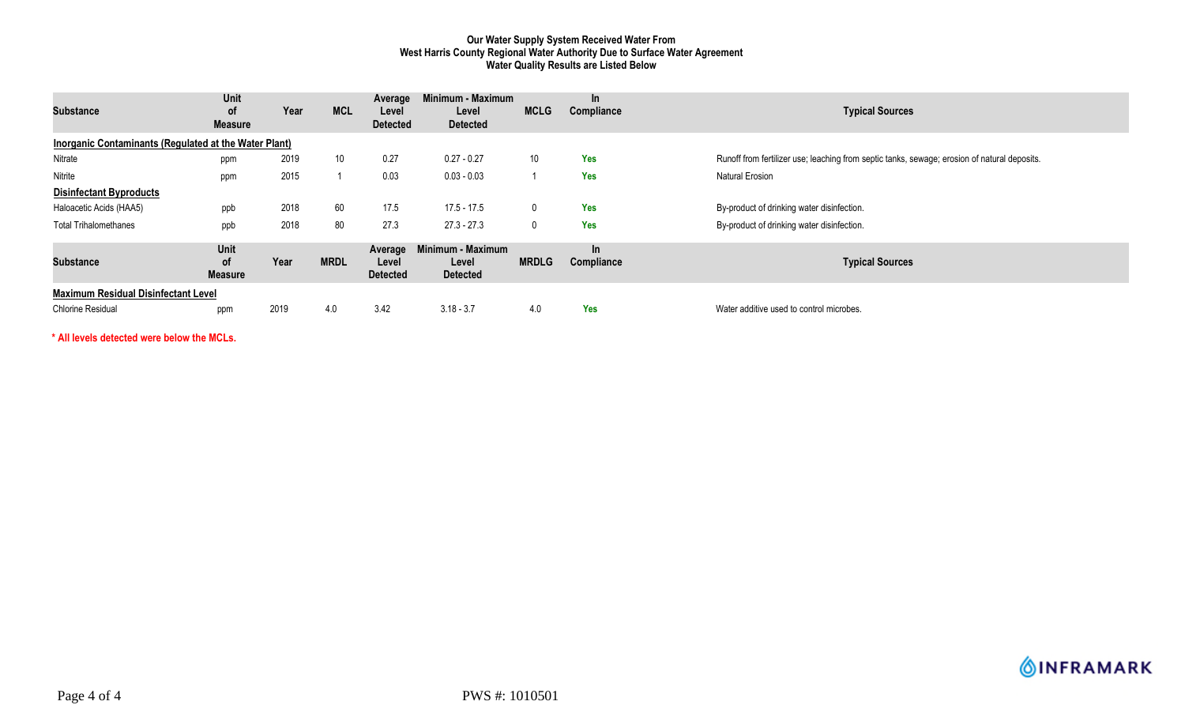**Our Water Supply System Received Water From**
**West Harris County Regional Water Authority Due to Surface Water Agreement**
**Water Quality Results are Listed Below**

| Substance | Unit of Measure | Year | MCL | Average Level Detected | Minimum - Maximum Level Detected | MCLG | In Compliance | Typical Sources |
|---|---|---|---|---|---|---|---|---|
| **Inorganic Contaminants (Regulated at the Water Plant)** | | | | | | | | |
| Nitrate | ppm | 2019 | 10 | 0.27 | 0.27 - 0.27 | 10 | Yes | Runoff from fertilizer use; leaching from septic tanks, sewage; erosion of natural deposits. |
| Nitrite | ppm | 2015 | 1 | 0.03 | 0.03 - 0.03 | 1 | Yes | Natural Erosion |
| **Disinfectant Byproducts** | | | | | | | | |
| Haloacetic Acids (HAA5) | ppb | 2018 | 60 | 17.5 | 17.5 - 17.5 | 0 | Yes | By-product of drinking water disinfection. |
| Total Trihalomethanes | ppb | 2018 | 80 | 27.3 | 27.3 - 27.3 | 0 | Yes | By-product of drinking water disinfection. |

| Substance | Unit of Measure | Year | MRDL | Average Level Detected | Minimum - Maximum Level Detected | MRDLG | In Compliance | Typical Sources |
|---|---|---|---|---|---|---|---|---|
| **Maximum Residual Disinfectant Level** | | | | | | | | |
| Chlorine Residual | ppm | 2019 | 4.0 | 3.42 | 3.18 - 3.7 | 4.0 | Yes | Water additive used to control microbes. |

**\* All levels detected were below the MCLs.**

INFRAMARK

PWS #: 1010501